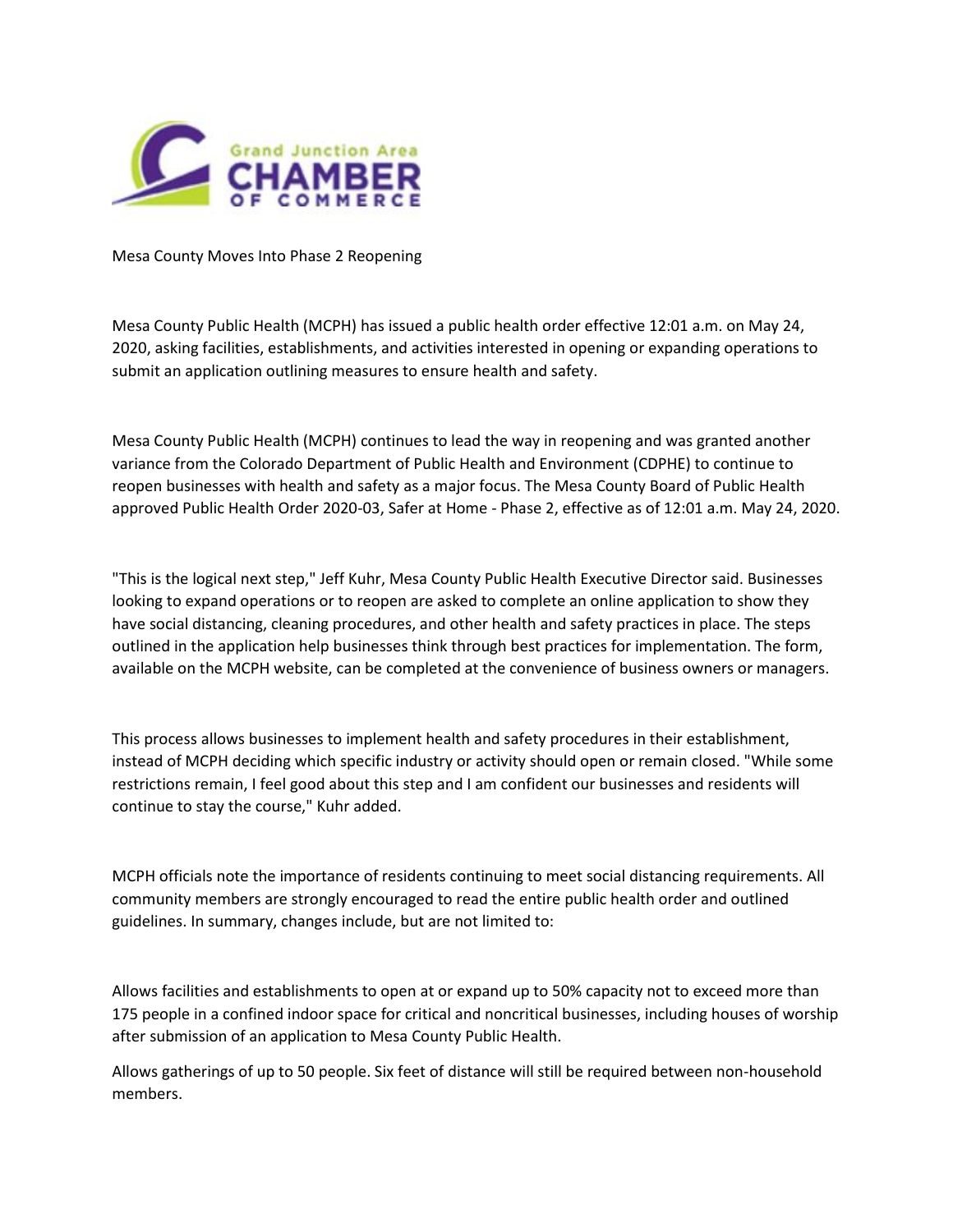Grand Junction Area CHAMBER OF COMMERCE

# Mesa County Moves Into Phase 2 Reopening

Mesa County Public Health (MCPH) has issued a public health order effective 12:01 a.m. on May 24, 2020, asking facilities, establishments, and activities interested in opening or expanding operations to submit an application outlining measures to ensure health and safety.

Mesa County Public Health (MCPH) continues to lead the way in reopening and was granted another variance from the Colorado Department of Public Health and Environment (CDPHE) to continue to reopen businesses with health and safety as a major focus. The Mesa County Board of Public Health approved Public Health Order 2020-03, Safer at Home - Phase 2, effective as of 12:01 a.m. May 24, 2020.

"This is the logical next step," Jeff Kuhr, Mesa County Public Health Executive Director said. Businesses looking to expand operations or to reopen are asked to complete an online application to show they have social distancing, cleaning procedures, and other health and safety practices in place. The steps outlined in the application help businesses think through best practices for implementation. The form, available on the MCPH website, can be completed at the convenience of business owners or managers.

This process allows businesses to implement health and safety procedures in their establishment, instead of MCPH deciding which specific industry or activity should open or remain closed. "While some restrictions remain, I feel good about this step and I am confident our businesses and residents will continue to stay the course," Kuhr added.

MCPH officials note the importance of residents continuing to meet social distancing requirements. All community members are strongly encouraged to read the entire public health order and outlined guidelines. In summary, changes include, but are not limited to:

Allows facilities and establishments to open at or expand up to 50% capacity not to exceed more than 175 people in a confined indoor space for critical and noncritical businesses, including houses of worship after submission of an application to Mesa County Public Health.

Allows gatherings of up to 50 people. Six feet of distance will still be required between non-household members.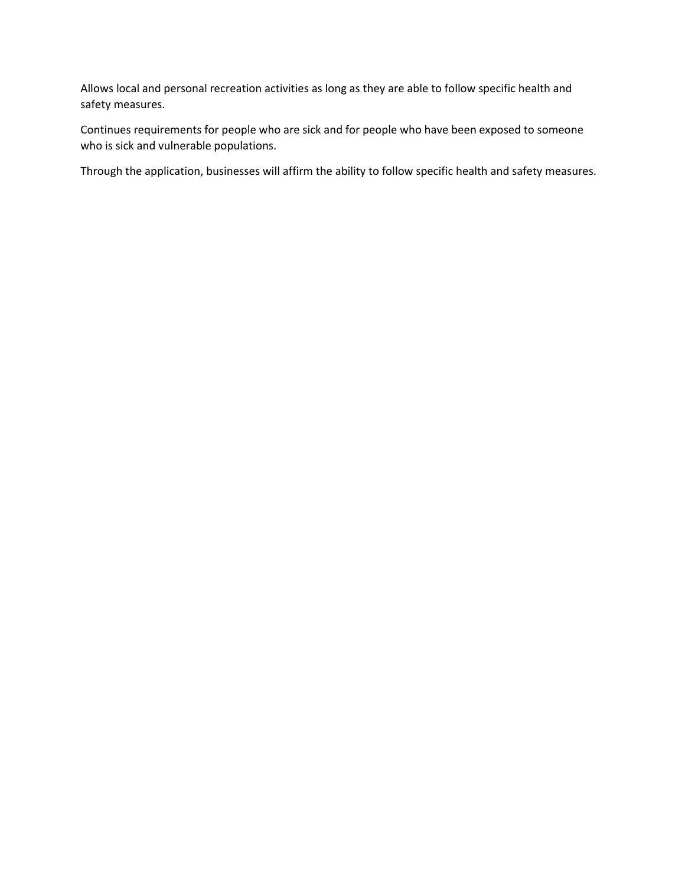Allows local and personal recreation activities as long as they are able to follow specific health and safety measures.

Continues requirements for people who are sick and for people who have been exposed to someone who is sick and vulnerable populations.

Through the application, businesses will affirm the ability to follow specific health and safety measures.